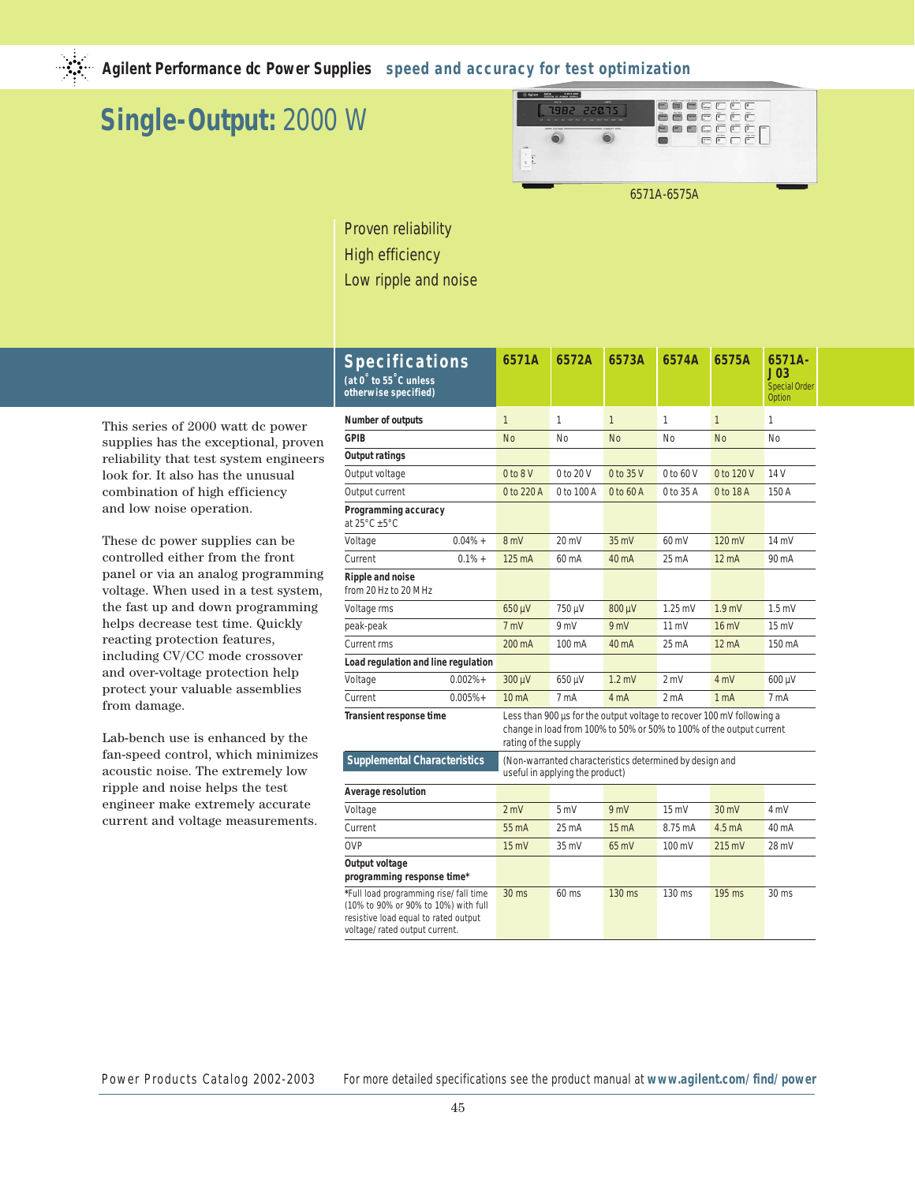# Single-Output: 2000 W

6571A-6575A

Proven reliability
High efficiency
Low ripple and noise

This series of 2000 watt dc power supplies has the exceptional, proven reliability that test system engineers look for. It also has the unusual combination of high efficiency and low noise operation.

These dc power supplies can be controlled either from the front panel or via an analog programming voltage. When used in a test system, the fast up and down programming helps decrease test time. Quickly reacting protection features, including CV/CC mode crossover and over-voltage protection help protect your valuable assemblies from damage.

Lab-bench use is enhanced by the fan-speed control, which minimizes acoustic noise. The extremely low ripple and noise helps the test engineer make extremely accurate current and voltage measurements.

| Specifications (at 0° to 55°C unless otherwise specified) | | 6571A | 6572A | 6573A | 6574A | 6575A | 6571A-J03 Special Order Option |
|---|---|---|---|---|---|---|---|
| **Number of outputs** | | 1 | 1 | 1 | 1 | 1 | 1 |
| **GPIB** | | No | No | No | No | No | No |
| **Output ratings** | | | | | | | |
| Output voltage | | 0 to 8 V | 0 to 20 V | 0 to 35 V | 0 to 60 V | 0 to 120 V | 14 V |
| Output current | | 0 to 220 A | 0 to 100 A | 0 to 60 A | 0 to 35 A | 0 to 18 A | 150 A |
| **Programming accuracy** at 25°C ±5°C | | | | | | | |
| Voltage | 0.04% + | 8 mV | 20 mV | 35 mV | 60 mV | 120 mV | 14 mV |
| Current | 0.1% + | 125 mA | 60 mA | 40 mA | 25 mA | 12 mA | 90 mA |
| **Ripple and noise** from 20 Hz to 20 MHz | | | | | | | |
| Voltage rms | | 650 µV | 750 µV | 800 µV | 1.25 mV | 1.9 mV | 1.5 mV |
| peak-peak | | 7 mV | 9 mV | 9 mV | 11 mV | 16 mV | 15 mV |
| Current rms | | 200 mA | 100 mA | 40 mA | 25 mA | 12 mA | 150 mA |
| **Load regulation and line regulation** | | | | | | | |
| Voltage | 0.002%+ | 300 µV | 650 µV | 1.2 mV | 2 mV | 4 mV | 600 µV |
| Current | 0.005%+ | 10 mA | 7 mA | 4 mA | 2 mA | 1 mA | 7 mA |
| **Transient response time** | | Less than 900 µs for the output voltage to recover 100 mV following a change in load from 100% to 50% or 50% to 100% of the output current rating of the supply | | | | | |
| **Supplemental Characteristics** | | (Non-warranted characteristics determined by design and useful in applying the product) | | | | | |
| **Average resolution** | | | | | | | |
| Voltage | | 2 mV | 5 mV | 9 mV | 15 mV | 30 mV | 4 mV |
| Current | | 55 mA | 25 mA | 15 mA | 8.75 mA | 4.5 mA | 40 mA |
| OVP | | 15 mV | 35 mV | 65 mV | 100 mV | 215 mV | 28 mV |
| **Output voltage programming response time*** | | | | | | | |
| *Full load programming rise/fall time (10% to 90% or 90% to 10%) with full resistive load equal to rated output voltage/rated output current. | | 30 ms | 60 ms | 130 ms | 130 ms | 195 ms | 30 ms |

For more detailed specifications see the product manual at **www.agilent.com/find/power**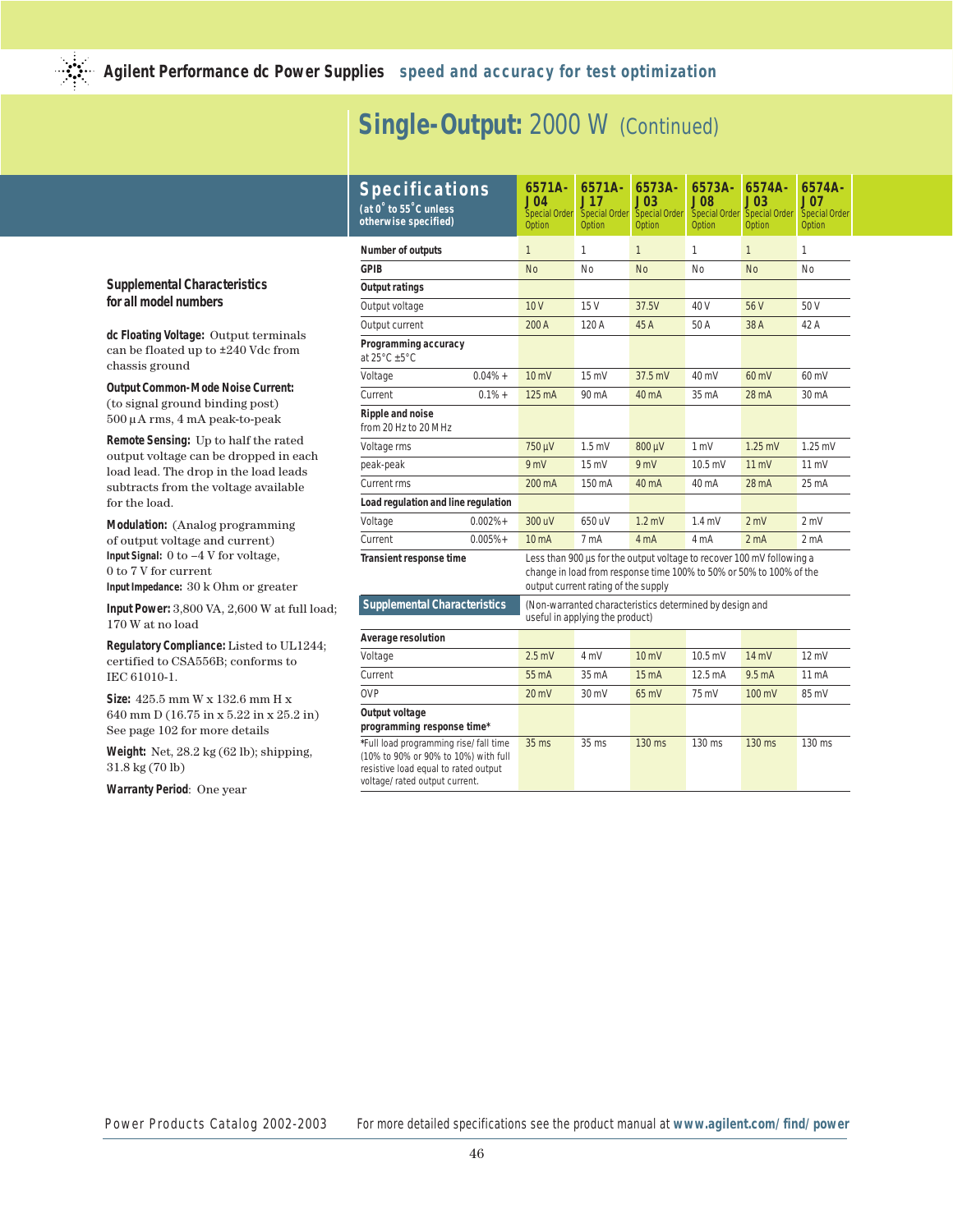# Single-Output: 2000 W (Continued)

### Supplemental Characteristics for all model numbers

**dc Floating Voltage:** Output terminals can be floated up to ±240 Vdc from chassis ground

**Output Common-Mode Noise Current:** (to signal ground binding post) 500 µA rms, 4 mA peak-to-peak

**Remote Sensing:** Up to half the rated output voltage can be dropped in each load lead. The drop in the load leads subtracts from the voltage available for the load.

**Modulation:** (Analog programming of output voltage and current)
**Input Signal:** 0 to –4 V for voltage, 0 to 7 V for current
**Input Impedance:** 30 k Ohm or greater

**Input Power:** 3,800 VA, 2,600 W at full load; 170 W at no load

**Regulatory Compliance:** Listed to UL1244; certified to CSA556B; conforms to IEC 61010-1.

**Size:** 425.5 mm W x 132.6 mm H x 640 mm D (16.75 in x 5.22 in x 25.2 in) See page 102 for more details

**Weight:** Net, 28.2 kg (62 lb); shipping, 31.8 kg (70 lb)

**Warranty Period**: One year

| Specifications (at 0°C to 55°C unless otherwise specified) | | 6571A-J04 Special Order Option | 6571A-J17 Special Order Option | 6573A-J03 Special Order Option | 6573A-J08 Special Order Option | 6574A-J03 Special Order Option | 6574A-J07 Special Order Option |
|---|---|---|---|---|---|---|---|
| **Number of outputs** | | 1 | 1 | 1 | 1 | 1 | 1 |
| **GPIB** | | No | No | No | No | No | No |
| **Output ratings** | | | | | | | |
| Output voltage | | 10 V | 15 V | 37.5V | 40 V | 56 V | 50 V |
| Output current | | 200 A | 120 A | 45 A | 50 A | 38 A | 42 A |
| **Programming accuracy** at 25°C ±5°C | | | | | | | |
| Voltage | 0.04% + | 10 mV | 15 mV | 37.5 mV | 40 mV | 60 mV | 60 mV |
| Current | 0.1% + | 125 mA | 90 mA | 40 mA | 35 mA | 28 mA | 30 mA |
| **Ripple and noise** from 20 Hz to 20 MHz | | | | | | | |
| Voltage rms | | 750 µV | 1.5 mV | 800 µV | 1 mV | 1.25 mV | 1.25 mV |
| peak-peak | | 9 mV | 15 mV | 9 mV | 10.5 mV | 11 mV | 11 mV |
| Current rms | | 200 mA | 150 mA | 40 mA | 40 mA | 28 mA | 25 mA |
| **Load regulation and line regulation** | | | | | | | |
| Voltage | 0.002%+ | 300 uV | 650 uV | 1.2 mV | 1.4 mV | 2 mV | 2 mV |
| Current | 0.005%+ | 10 mA | 7 mA | 4 mA | 4 mA | 2 mA | 2 mA |
| **Transient response time** | | Less than 900 µs for the output voltage to recover 100 mV following a change in load from response time 100% to 50% or 50% to 100% of the output current rating of the supply | | | | | |
| **Supplemental Characteristics** | | (Non-warranted characteristics determined by design and useful in applying the product) | | | | | |
| **Average resolution** | | | | | | | |
| Voltage | | 2.5 mV | 4 mV | 10 mV | 10.5 mV | 14 mV | 12 mV |
| Current | | 55 mA | 35 mA | 15 mA | 12.5 mA | 9.5 mA | 11 mA |
| OVP | | 20 mV | 30 mV | 65 mV | 75 mV | 100 mV | 85 mV |
| **Output voltage programming response time*** | | | | | | | |
| *Full load programming rise/fall time (10% to 90% or 90% to 10%) with full resistive load equal to rated output voltage/rated output current. | | 35 ms | 35 ms | 130 ms | 130 ms | 130 ms | 130 ms |

Power Products Catalog 2002-2003 For more detailed specifications see the product manual at **www.agilent.com/find/power**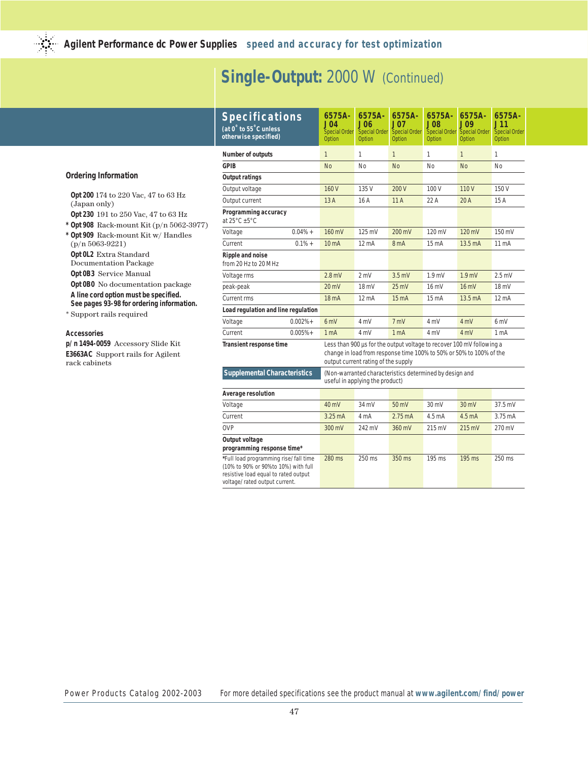# Single-Output: 2000 W (Continued)

## Ordering Information

**Opt 200** 174 to 220 Vac, 47 to 63 Hz (Japan only)

**Opt 230** 191 to 250 Vac, 47 to 63 Hz

* **Opt 908** Rack-mount Kit (p/n 5062-3977)

* **Opt 909** Rack-mount Kit w/ Handles (p/n 5063-9221)

**Opt 0L2** Extra Standard Documentation Package

**Opt 0B3** Service Manual

**Opt 0B0** No documentation package

**A line cord option must be specified. See pages 93-98 for ordering information.**

* Support rails required

## Accessories

**p/n 1494-0059** Accessory Slide Kit

**E3663AC** Support rails for Agilent rack cabinets

| Specifications (at 0°C to 55°C unless otherwise specified) | | 6575A-J04 Special Order Option | 6575A-J06 Special Order Option | 6575A-J07 Special Order Option | 6575A-J08 Special Order Option | 6575A-J09 Special Order Option | 6575A-J11 Special Order Option |
|---|---|---|---|---|---|---|---|
| **Number of outputs** | | 1 | 1 | 1 | 1 | 1 | 1 |
| **GPIB** | | No | No | No | No | No | No |
| **Output ratings** | | | | | | | |
| Output voltage | | 160 V | 135 V | 200 V | 100 V | 110 V | 150 V |
| Output current | | 13 A | 16 A | 11 A | 22 A | 20 A | 15 A |
| **Programming accuracy** at 25°C ±5°C | | | | | | | |
| Voltage | 0.04% + | 160 mV | 125 mV | 200 mV | 120 mV | 120 mV | 150 mV |
| Current | 0.1% + | 10 mA | 12 mA | 8 mA | 15 mA | 13.5 mA | 11 mA |
| **Ripple and noise** from 20 Hz to 20 MHz | | | | | | | |
| Voltage rms | | 2.8 mV | 2 mV | 3.5 mV | 1.9 mV | 1.9 mV | 2.5 mV |
| peak-peak | | 20 mV | 18 mV | 25 mV | 16 mV | 16 mV | 18 mV |
| Current rms | | 18 mA | 12 mA | 15 mA | 15 mA | 13.5 mA | 12 mA |
| **Load regulation and line regulation** | | | | | | | |
| Voltage | 0.002%+ | 6 mV | 4 mV | 7 mV | 4 mV | 4 mV | 6 mV |
| Current | 0.005%+ | 1 mA | 4 mV | 1 mA | 4 mV | 4 mV | 1 mA |
| **Transient response time** | | Less than 900 µs for the output voltage to recover 100 mV following a change in load from response time 100% to 50% or 50% to 100% of the output current rating of the supply | | | | | |
| **Supplemental Characteristics** | | (Non-warranted characteristics determined by design and useful in applying the product) | | | | | |
| **Average resolution** | | | | | | | |
| Voltage | | 40 mV | 34 mV | 50 mV | 30 mV | 30 mV | 37.5 mV |
| Current | | 3.25 mA | 4 mA | 2.75 mA | 4.5 mA | 4.5 mA | 3.75 mA |
| OVP | | 300 mV | 242 mV | 360 mV | 215 mV | 215 mV | 270 mV |
| **Output voltage programming response time*** | | | | | | | |
| *Full load programming rise/fall time (10% to 90% or 90%to 10%) with full resistive load equal to rated output voltage/rated output current. | | 280 ms | 250 ms | 350 ms | 195 ms | 195 ms | 250 ms |

Power Products Catalog 2002-2003 For more detailed specifications see the product manual at **www.agilent.com/find/power**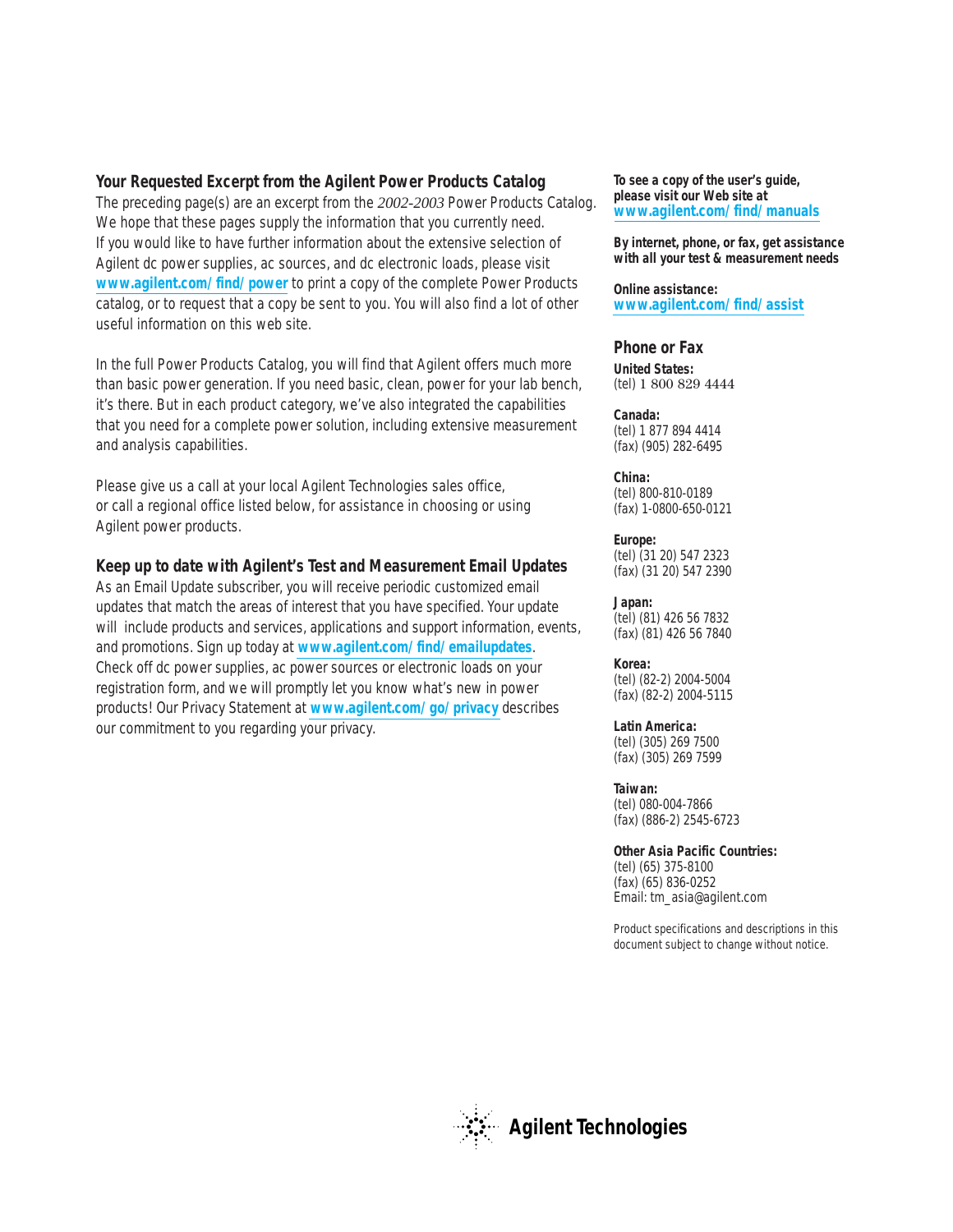## Your Requested Excerpt from the Agilent Power Products Catalog

The preceding page(s) are an excerpt from the *2002-2003* Power Products Catalog. We hope that these pages supply the information that you currently need. If you would like to have further information about the extensive selection of Agilent dc power supplies, ac sources, and dc electronic loads, please visit **www.agilent.com/find/power** to print a copy of the complete Power Products catalog, or to request that a copy be sent to you. You will also find a lot of other useful information on this web site.

In the full Power Products Catalog, you will find that Agilent offers much more than basic power generation. If you need basic, clean, power for your lab bench, it's there. But in each product category, we've also integrated the capabilities that you need for a complete power solution, including extensive measurement and analysis capabilities.

Please give us a call at your local Agilent Technologies sales office, or call a regional office listed below, for assistance in choosing or using Agilent power products.

## Keep up to date with Agilent's Test and Measurement Email Updates

As an Email Update subscriber, you will receive periodic customized email updates that match the areas of interest that you have specified. Your update will include products and services, applications and support information, events, and promotions. Sign up today at **www.agilent.com/find/emailupdates**. Check off dc power supplies, ac power sources or electronic loads on your registration form, and we will promptly let you know what's new in power products! Our Privacy Statement at **www.agilent.com/go/privacy** describes our commitment to you regarding your privacy.

**To see a copy of the user's guide, please visit our Web site at**
**www.agilent.com/find/manuals**

**By internet, phone, or fax, get assistance with all your test & measurement needs**

**Online assistance:**
**www.agilent.com/find/assist**

### Phone or Fax

**United States:**
(tel) 1 800 829 4444

**Canada:**
(tel) 1 877 894 4414
(fax) (905) 282-6495

**China:**
(tel) 800-810-0189
(fax) 1-0800-650-0121

**Europe:**
(tel) (31 20) 547 2323
(fax) (31 20) 547 2390

**Japan:**
(tel) (81) 426 56 7832
(fax) (81) 426 56 7840

**Korea:**
(tel) (82-2) 2004-5004
(fax) (82-2) 2004-5115

**Latin America:**
(tel) (305) 269 7500
(fax) (305) 269 7599

**Taiwan:**
(tel) 080-004-7866
(fax) (886-2) 2545-6723

**Other Asia Pacific Countries:**
(tel) (65) 375-8100
(fax) (65) 836-0252
Email: tm_asia@agilent.com

Product specifications and descriptions in this document subject to change without notice.

**Agilent Technologies**